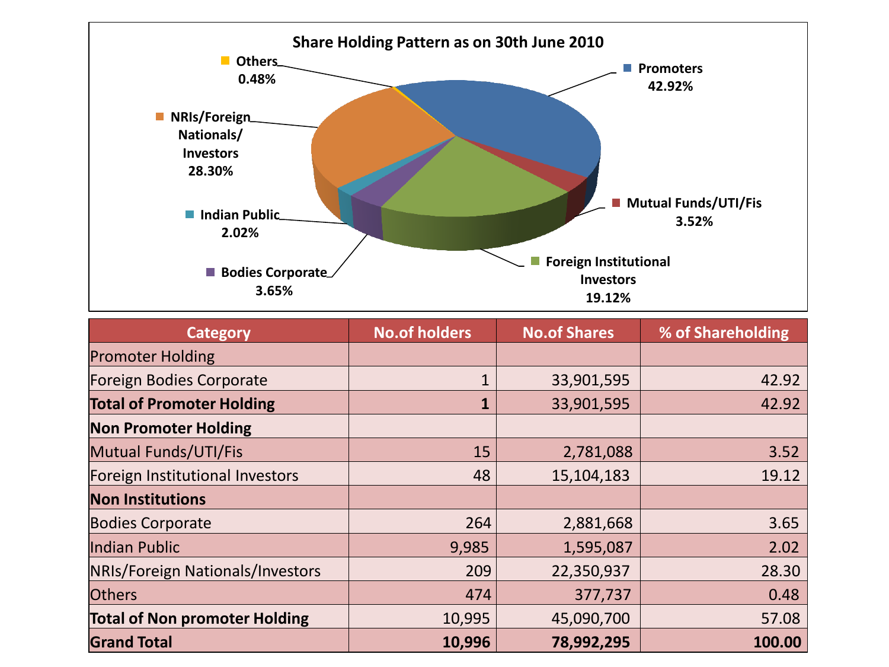## Share Holding Pattern as on 30th June 2010

- Promoters 42.92%
- Mutual Funds/UTI/Fis 3.52%
- Foreign Institutional Investors 19.12%
- Bodies Corporate 3.65%
- Indian Public 2.02%
- NRIs/Foreign Nationals/ Investors 28.30%
- Others 0.48%

| Category | No.of holders | No.of Shares | % of Shareholding |
|---|---|---|---|
| Promoter Holding | | | |
| Foreign Bodies Corporate | 1 | 33,901,595 | 42.92 |
| **Total of Promoter Holding** | **1** | 33,901,595 | 42.92 |
| **Non Promoter Holding** | | | |
| Mutual Funds/UTI/Fis | 15 | 2,781,088 | 3.52 |
| Foreign Institutional Investors | 48 | 15,104,183 | 19.12 |
| **Non Institutions** | | | |
| Bodies Corporate | 264 | 2,881,668 | 3.65 |
| Indian Public | 9,985 | 1,595,087 | 2.02 |
| NRIs/Foreign Nationals/Investors | 209 | 22,350,937 | 28.30 |
| Others | 474 | 377,737 | 0.48 |
| **Total of Non promoter Holding** | 10,995 | 45,090,700 | 57.08 |
| **Grand Total** | **10,996** | **78,992,295** | **100.00** |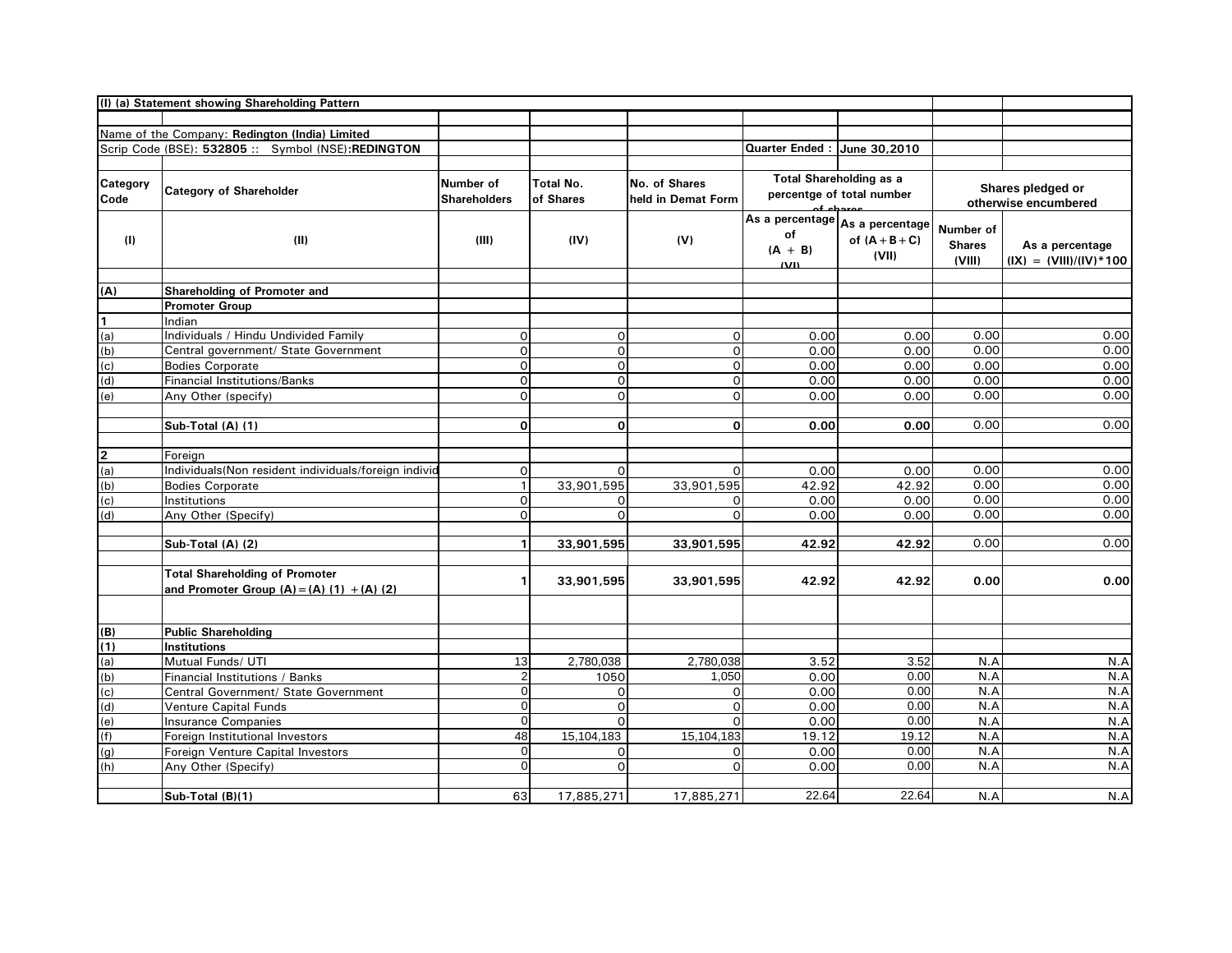(I) (a) Statement showing Shareholding Pattern

Name of the Company: **Redington (India) Limited**

Scrip Code (BSE): **532805** :: Symbol (NSE):**REDINGTON**

**Quarter Ended : June 30,2010**

| Category Code | Category of Shareholder | Number of Shareholders | Total No. of Shares | No. of Shares held in Demat Form | Total Shareholding as a percentge of total number of shares | | Shares pledged or otherwise encumbered | |
|---|---|---|---|---|---|---|---|---|
| | | | | | As a percentage of (A + B) (VI) | As a percentage of (A+B+C) (VII) | Number of Shares (VIII) | As a percentage (IX) = (VIII)/(IV)*100 |
| (I) | (II) | (III) | (IV) | (V) | | | | |
| **(A)** | **Shareholding of Promoter and Promoter Group** | | | | | | | |
| **1** | Indian | | | | | | | |
| (a) | Individuals / Hindu Undivided Family | 0 | 0 | 0 | 0.00 | 0.00 | 0.00 | 0.00 |
| (b) | Central government/ State Government | 0 | 0 | 0 | 0.00 | 0.00 | 0.00 | 0.00 |
| (c) | Bodies Corporate | 0 | 0 | 0 | 0.00 | 0.00 | 0.00 | 0.00 |
| (d) | Financial Institutions/Banks | 0 | 0 | 0 | 0.00 | 0.00 | 0.00 | 0.00 |
| (e) | Any Other (specify) | 0 | 0 | 0 | 0.00 | 0.00 | 0.00 | 0.00 |
| | **Sub-Total (A) (1)** | **0** | **0** | **0** | **0.00** | **0.00** | 0.00 | 0.00 |
| **2** | Foreign | | | | | | | |
| (a) | Individuals(Non resident individuals/foreign individ | 0 | 0 | 0 | 0.00 | 0.00 | 0.00 | 0.00 |
| (b) | Bodies Corporate | 1 | 33,901,595 | 33,901,595 | 42.92 | 42.92 | 0.00 | 0.00 |
| (c) | Institutions | 0 | 0 | 0 | 0.00 | 0.00 | 0.00 | 0.00 |
| (d) | Any Other (Specify) | 0 | 0 | 0 | 0.00 | 0.00 | 0.00 | 0.00 |
| | **Sub-Total (A) (2)** | **1** | **33,901,595** | **33,901,595** | **42.92** | **42.92** | 0.00 | 0.00 |
| | **Total Shareholding of Promoter and Promoter Group (A)=(A) (1) +(A) (2)** | **1** | **33,901,595** | **33,901,595** | **42.92** | **42.92** | **0.00** | **0.00** |
| **(B)** | **Public Shareholding** | | | | | | | |
| **(1)** | **Institutions** | | | | | | | |
| (a) | Mutual Funds/ UTI | 13 | 2,780,038 | 2,780,038 | 3.52 | 3.52 | N.A | N.A |
| (b) | Financial Institutions / Banks | 2 | 1050 | 1,050 | 0.00 | 0.00 | N.A | N.A |
| (c) | Central Government/ State Government | 0 | 0 | 0 | 0.00 | 0.00 | N.A | N.A |
| (d) | Venture Capital Funds | 0 | 0 | 0 | 0.00 | 0.00 | N.A | N.A |
| (e) | Insurance Companies | 0 | 0 | 0 | 0.00 | 0.00 | N.A | N.A |
| (f) | Foreign Institutional Investors | 48 | 15,104,183 | 15,104,183 | 19.12 | 19.12 | N.A | N.A |
| (g) | Foreign Venture Capital Investors | 0 | 0 | 0 | 0.00 | 0.00 | N.A | N.A |
| (h) | Any Other (Specify) | 0 | 0 | 0 | 0.00 | 0.00 | N.A | N.A |
| | **Sub-Total (B)(1)** | 63 | 17,885,271 | 17,885,271 | 22.64 | 22.64 | N.A | N.A |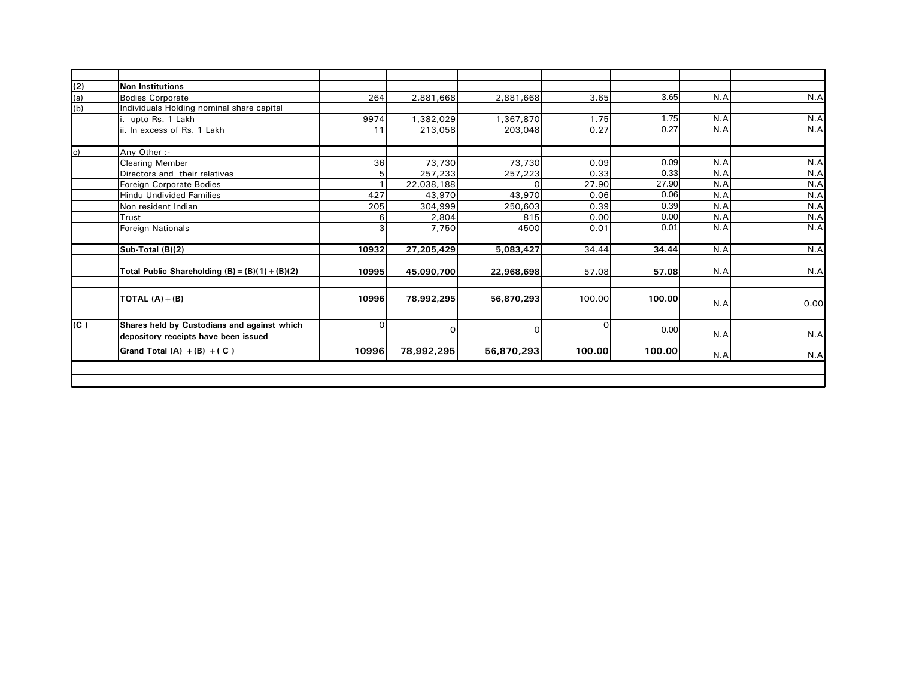| | | | | | | | | |
|---|---|---|---|---|---|---|---|---|
| **(2)** | **Non Institutions** | | | | | | | |
| (a) | Bodies Corporate | 264 | 2,881,668 | 2,881,668 | 3.65 | 3.65 | N.A | N.A |
| (b) | Individuals Holding nominal share capital | | | | | | | |
| | i. upto Rs. 1 Lakh | 9974 | 1,382,029 | 1,367,870 | 1.75 | 1.75 | N.A | N.A |
| | ii. In excess of Rs. 1 Lakh | 11 | 213,058 | 203,048 | 0.27 | 0.27 | N.A | N.A |
| | | | | | | | | |
| c) | Any Other :- | | | | | | | |
| | Clearing Member | 36 | 73,730 | 73,730 | 0.09 | 0.09 | N.A | N.A |
| | Directors and their relatives | 5 | 257,233 | 257,223 | 0.33 | 0.33 | N.A | N.A |
| | Foreign Corporate Bodies | 1 | 22,038,188 | 0 | 27.90 | 27.90 | N.A | N.A |
| | Hindu Undivided Families | 427 | 43,970 | 43,970 | 0.06 | 0.06 | N.A | N.A |
| | Non resident Indian | 205 | 304,999 | 250,603 | 0.39 | 0.39 | N.A | N.A |
| | Trust | 6 | 2,804 | 815 | 0.00 | 0.00 | N.A | N.A |
| | Foreign Nationals | 3 | 7,750 | 4500 | 0.01 | 0.01 | N.A | N.A |
| | | | | | | | | |
| | **Sub-Total (B)(2)** | **10932** | **27,205,429** | **5,083,427** | 34.44 | **34.44** | N.A | N.A |
| | | | | | | | | |
| | **Total Public Shareholding (B) = (B)(1) + (B)(2)** | **10995** | **45,090,700** | **22,968,698** | 57.08 | **57.08** | N.A | N.A |
| | | | | | | | | |
| | **TOTAL (A) + (B)** | **10996** | **78,992,295** | **56,870,293** | 100.00 | **100.00** | N.A | 0.00 |
| | | | | | | | | |
| **(C )** | **Shares held by Custodians and against which depository receipts have been issued** | 0 | 0 | 0 | 0 | 0.00 | N.A | N.A |
| | **Grand Total (A) + (B) + ( C )** | **10996** | **78,992,295** | **56,870,293** | **100.00** | **100.00** | N.A | N.A |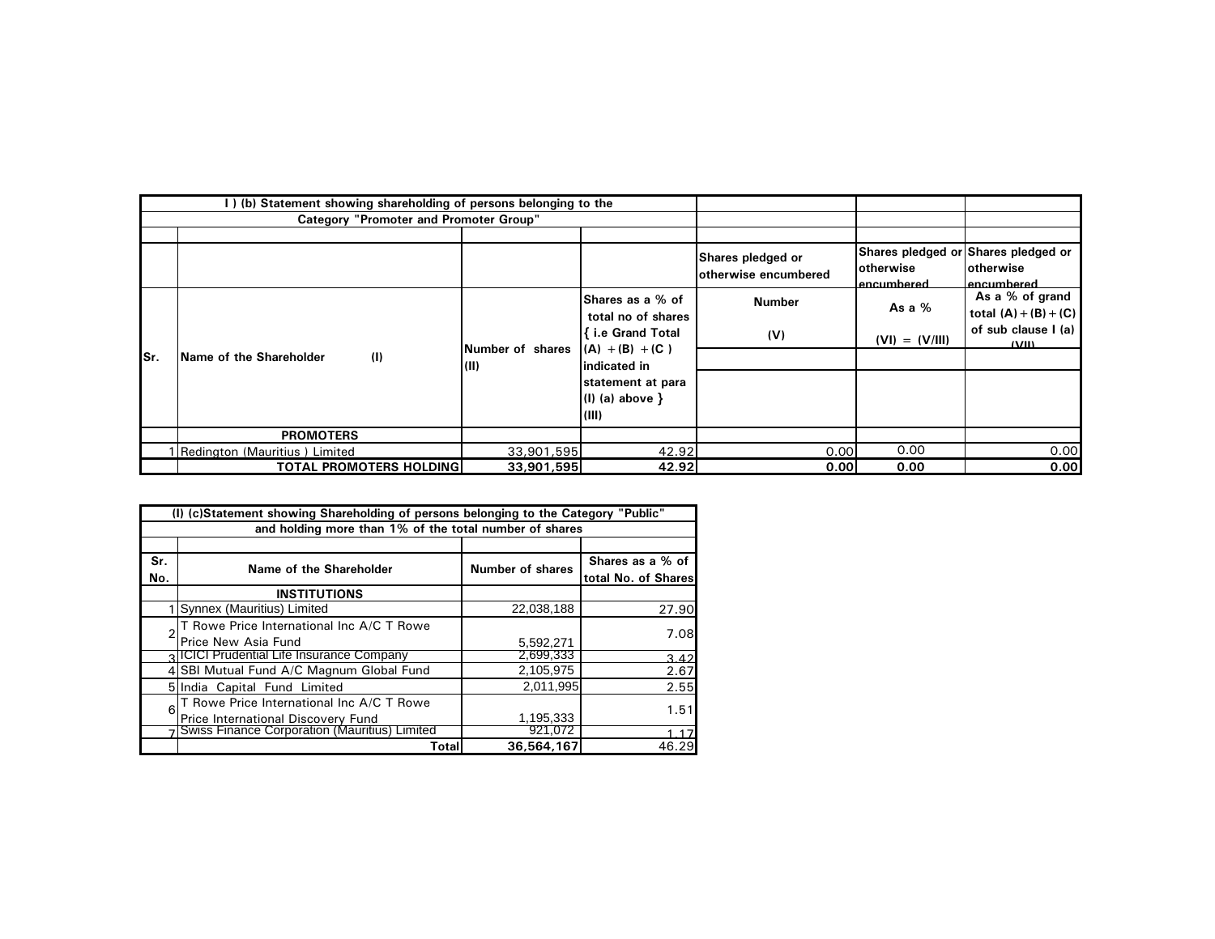| I ) (b) Statement showing shareholding of persons belonging to the Category "Promoter and Promoter Group" | | | | | | |
|---|---|---|---|---|---|---|
| | | | | Shares pledged or otherwise encumbered | Shares pledged or otherwise encumbered | Shares pledged or otherwise encumbered |
| Sr. | Name of the Shareholder (I) | Number of shares (II) | Shares as a % of total no of shares { i.e Grand Total (A) +(B) +(C ) indicated in statement at para (I) (a) above } (III) | Number (V) | As a % (VI) = (V/III) | As a % of grand total (A)+(B)+(C) of sub clause I (a) (VII) |
| | **PROMOTERS** | | | | | |
| 1 | Redington (Mauritius ) Limited | 33,901,595 | 42.92 | 0.00 | 0.00 | 0.00 |
| | **TOTAL PROMOTERS HOLDING** | **33,901,595** | **42.92** | **0.00** | **0.00** | **0.00** |

| (I) (c)Statement showing Shareholding of persons belonging to the Category "Public" and holding more than 1% of the total number of shares | | | |
|---|---|---|---|
| Sr. No. | Name of the Shareholder | Number of shares | Shares as a % of total No. of Shares |
| | **INSTITUTIONS** | | |
| 1 | Synnex (Mauritius) Limited | 22,038,188 | 27.90 |
| 2 | T Rowe Price International Inc A/C T Rowe Price New Asia Fund | 5,592,271 | 7.08 |
| 3 | ICICI Prudential Life Insurance Company | 2,699,333 | 3.42 |
| 4 | SBI Mutual Fund A/C Magnum Global Fund | 2,105,975 | 2.67 |
| 5 | India Capital Fund Limited | 2,011,995 | 2.55 |
| 6 | T Rowe Price International Inc A/C T Rowe Price International Discovery Fund | 1,195,333 | 1.51 |
| 7 | Swiss Finance Corporation (Mauritius) Limited | 921,072 | 1.17 |
| | **Total** | **36,564,167** | 46.29 |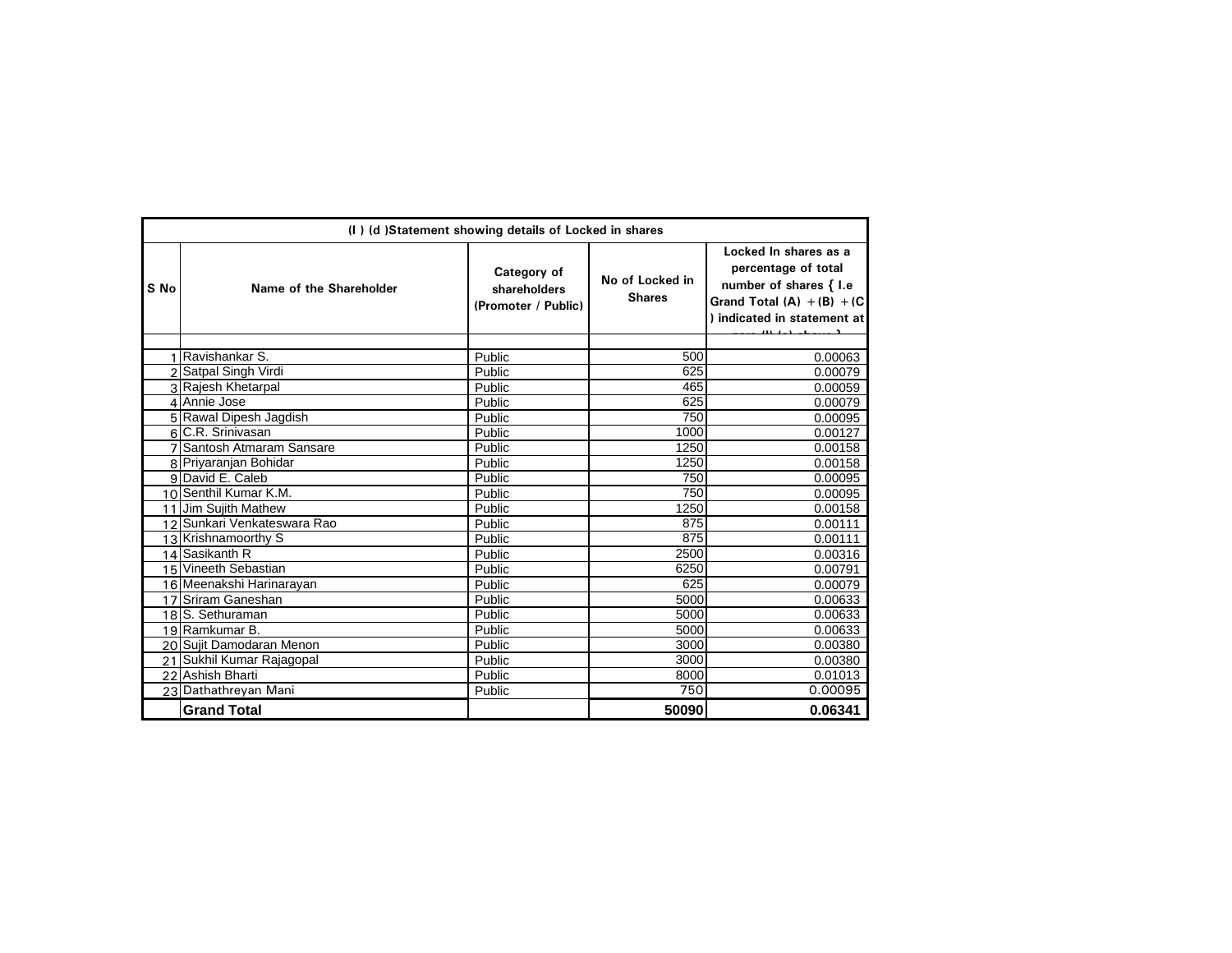| (I ) (d )Statement showing details of Locked in shares | | | | |
|---|---|---|---|---|
| S No | Name of the Shareholder | Category of shareholders (Promoter / Public) | No of Locked in Shares | Locked In shares as a percentage of total number of shares { I.e Grand Total (A) + (B) + (C ) indicated in statement at para (I) (a) above } |
| | | | | |
| 1 | Ravishankar S. | Public | 500 | 0.00063 |
| 2 | Satpal Singh Virdi | Public | 625 | 0.00079 |
| 3 | Rajesh Khetarpal | Public | 465 | 0.00059 |
| 4 | Annie Jose | Public | 625 | 0.00079 |
| 5 | Rawal Dipesh Jagdish | Public | 750 | 0.00095 |
| 6 | C.R. Srinivasan | Public | 1000 | 0.00127 |
| 7 | Santosh Atmaram Sansare | Public | 1250 | 0.00158 |
| 8 | Priyaranjan Bohidar | Public | 1250 | 0.00158 |
| 9 | David E. Caleb | Public | 750 | 0.00095 |
| 10 | Senthil Kumar K.M. | Public | 750 | 0.00095 |
| 11 | Jim Sujith Mathew | Public | 1250 | 0.00158 |
| 12 | Sunkari Venkateswara Rao | Public | 875 | 0.00111 |
| 13 | Krishnamoorthy S | Public | 875 | 0.00111 |
| 14 | Sasikanth R | Public | 2500 | 0.00316 |
| 15 | Vineeth Sebastian | Public | 6250 | 0.00791 |
| 16 | Meenakshi Harinarayan | Public | 625 | 0.00079 |
| 17 | Sriram Ganeshan | Public | 5000 | 0.00633 |
| 18 | S. Sethuraman | Public | 5000 | 0.00633 |
| 19 | Ramkumar B. | Public | 5000 | 0.00633 |
| 20 | Sujit Damodaran Menon | Public | 3000 | 0.00380 |
| 21 | Sukhil Kumar Rajagopal | Public | 3000 | 0.00380 |
| 22 | Ashish Bharti | Public | 8000 | 0.01013 |
| 23 | Dathathreyan Mani | Public | 750 | 0.00095 |
| | **Grand Total** | | **50090** | **0.06341** |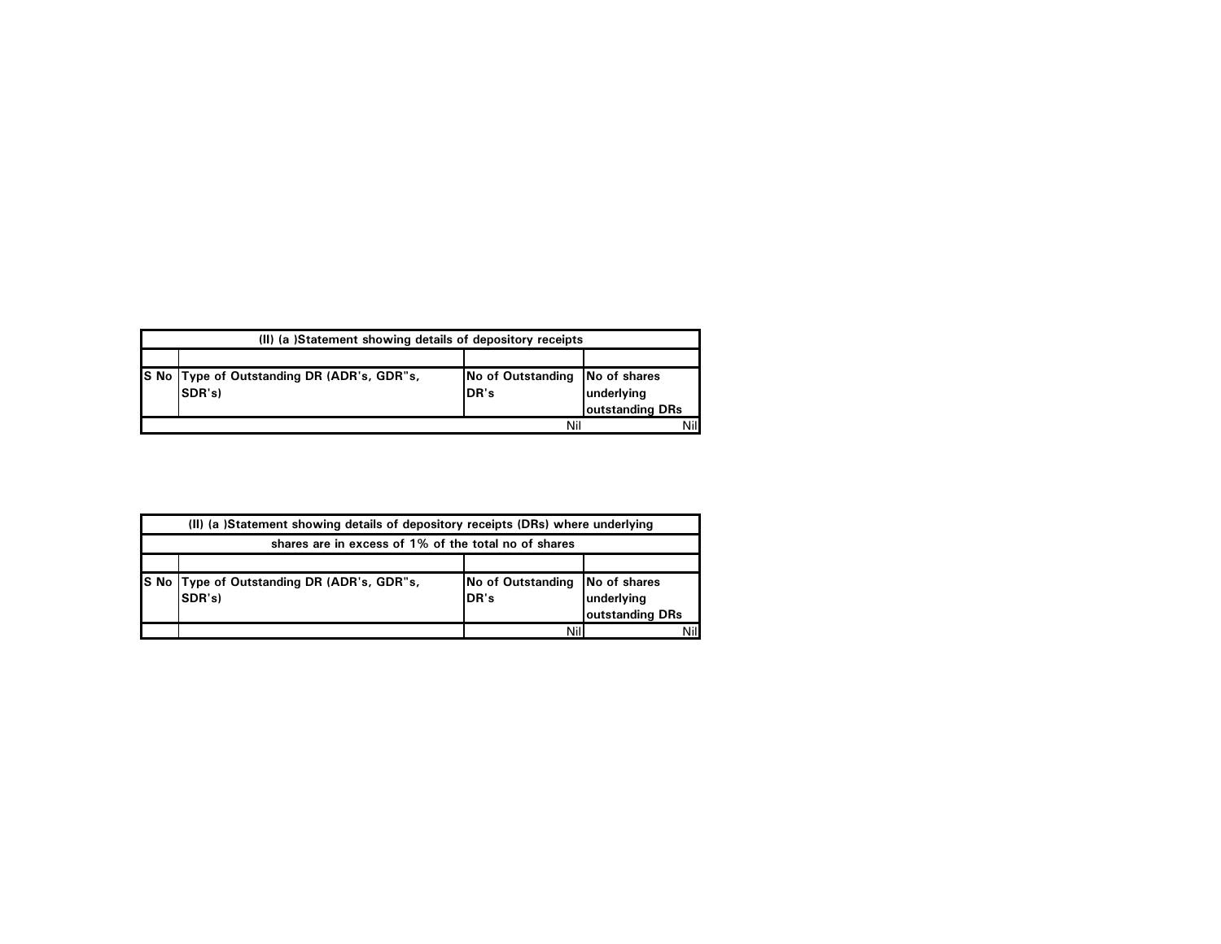| (II) (a )Statement showing details of depository receipts | | | |
|---|---|---|---|
| | | | |
| S No | Type of Outstanding DR (ADR's, GDR"s, SDR's) | No of Outstanding DR's | No of shares underlying outstanding DRs |
| | | Nil | Nil |

| (II) (a )Statement showing details of depository receipts (DRs) where underlying shares are in excess of 1% of the total no of shares | | | |
|---|---|---|---|
| | | | |
| S No | Type of Outstanding DR (ADR's, GDR"s, SDR's) | No of Outstanding DR's | No of shares underlying outstanding DRs |
| | | Nil | Nil |